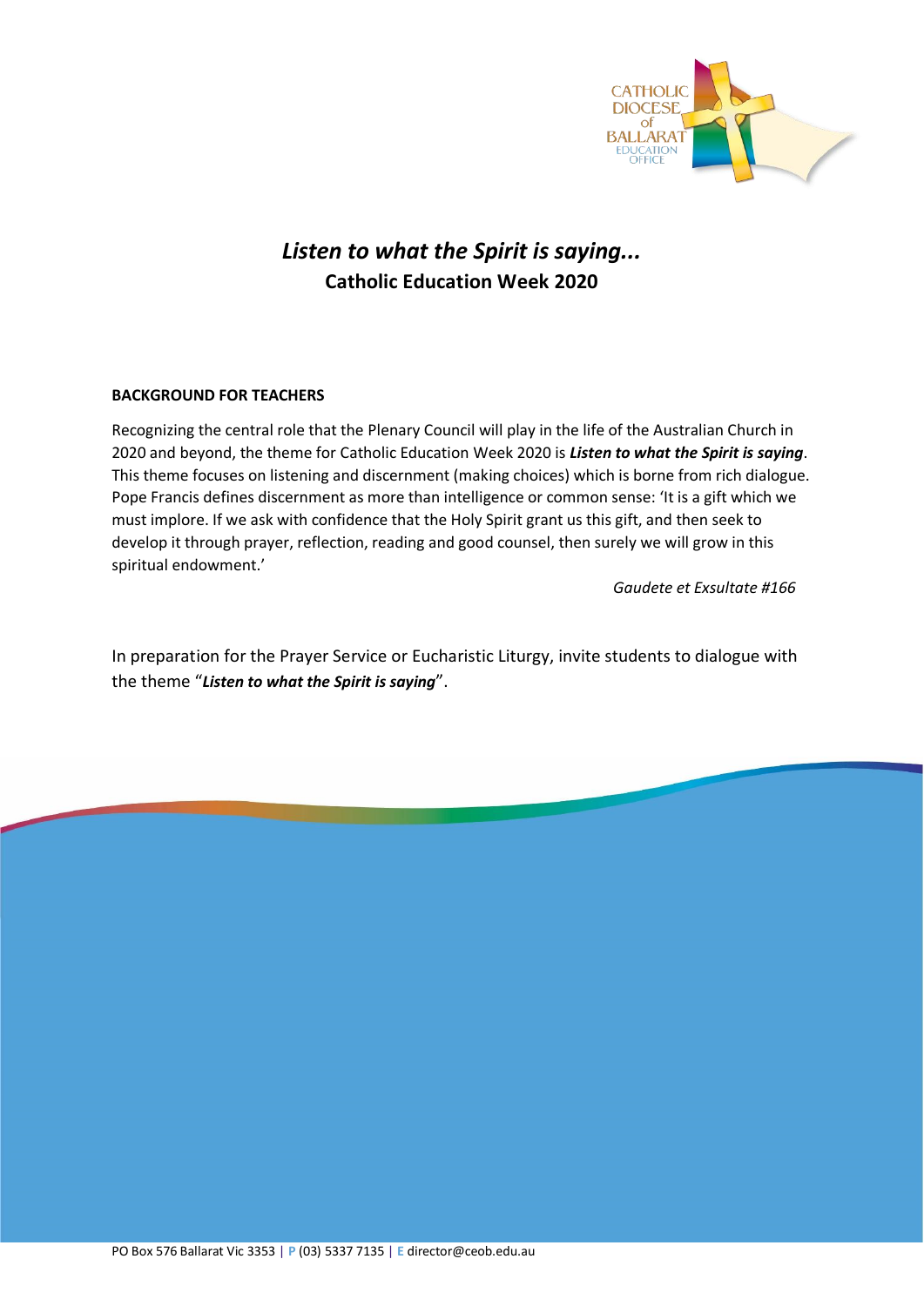CATHOLIC DIOCESE of BALLARAT EDUCATION OFFICE

# *Listen to what the Spirit is saying...*

## Catholic Education Week 2020

**BACKGROUND FOR TEACHERS**

Recognizing the central role that the Plenary Council will play in the life of the Australian Church in 2020 and beyond, the theme for Catholic Education Week 2020 is ***Listen to what the Spirit is saying***. This theme focuses on listening and discernment (making choices) which is borne from rich dialogue. Pope Francis defines discernment as more than intelligence or common sense: 'It is a gift which we must implore. If we ask with confidence that the Holy Spirit grant us this gift, and then seek to develop it through prayer, reflection, reading and good counsel, then surely we will grow in this spiritual endowment.'

*Gaudete et Exsultate #166*

In preparation for the Prayer Service or Eucharistic Liturgy, invite students to dialogue with the theme "***Listen to what the Spirit is saying***".

PO Box 576 Ballarat Vic 3353 | **P** (03) 5337 7135 | **E** director@ceob.edu.au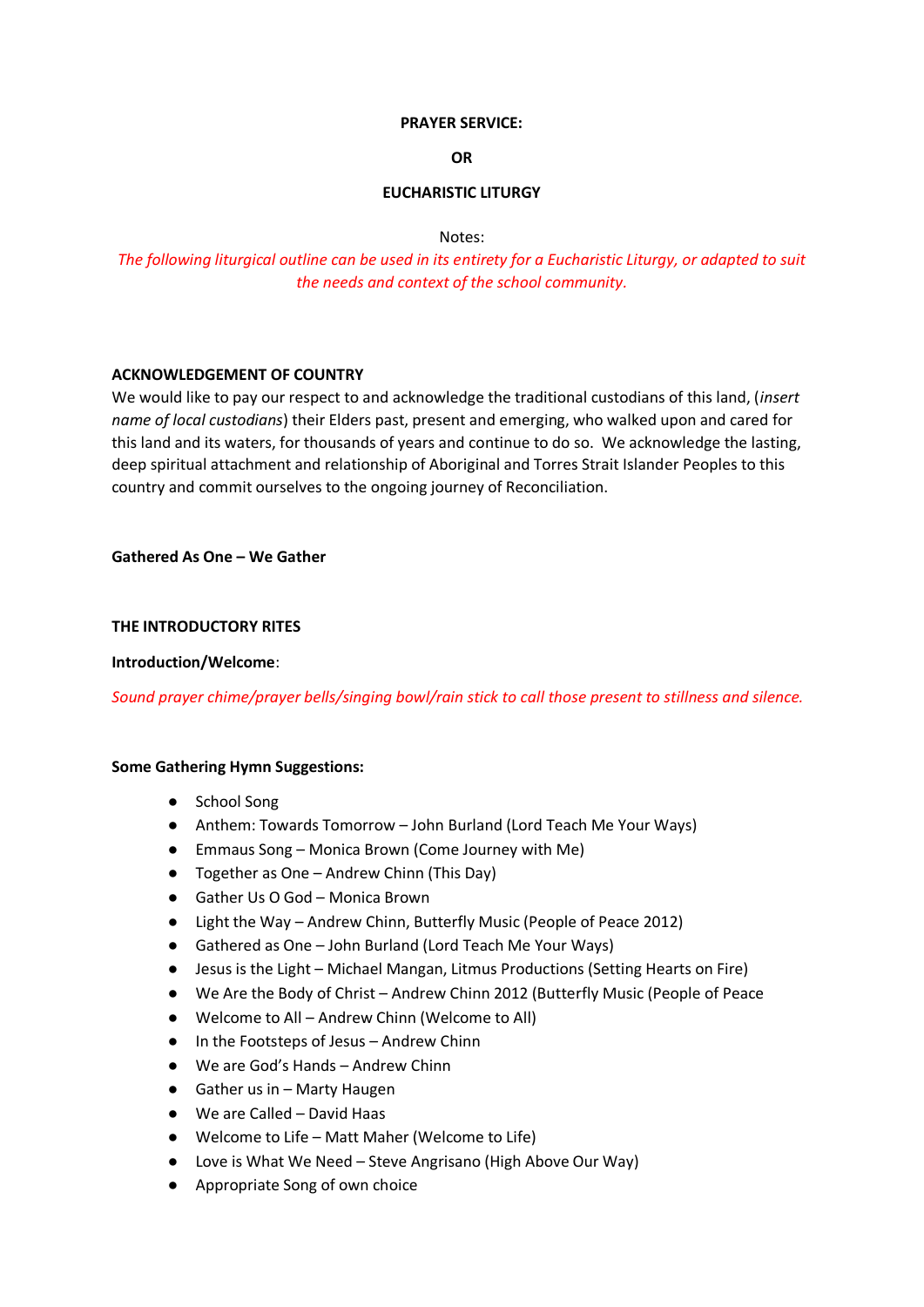**PRAYER SERVICE:**

**OR**

**EUCHARISTIC LITURGY**

Notes:

*The following liturgical outline can be used in its entirety for a Eucharistic Liturgy, or adapted to suit the needs and context of the school community.*

**ACKNOWLEDGEMENT OF COUNTRY**

We would like to pay our respect to and acknowledge the traditional custodians of this land, (*insert name of local custodians*) their Elders past, present and emerging, who walked upon and cared for this land and its waters, for thousands of years and continue to do so. We acknowledge the lasting, deep spiritual attachment and relationship of Aboriginal and Torres Strait Islander Peoples to this country and commit ourselves to the ongoing journey of Reconciliation.

**Gathered As One – We Gather**

**THE INTRODUCTORY RITES**

**Introduction/Welcome**:

*Sound prayer chime/prayer bells/singing bowl/rain stick to call those present to stillness and silence.*

**Some Gathering Hymn Suggestions:**

- School Song
- Anthem: Towards Tomorrow – John Burland (Lord Teach Me Your Ways)
- Emmaus Song – Monica Brown (Come Journey with Me)
- Together as One – Andrew Chinn (This Day)
- Gather Us O God – Monica Brown
- Light the Way – Andrew Chinn, Butterfly Music (People of Peace 2012)
- Gathered as One – John Burland (Lord Teach Me Your Ways)
- Jesus is the Light – Michael Mangan, Litmus Productions (Setting Hearts on Fire)
- We Are the Body of Christ – Andrew Chinn 2012 (Butterfly Music (People of Peace
- Welcome to All – Andrew Chinn (Welcome to All)
- In the Footsteps of Jesus – Andrew Chinn
- We are God's Hands – Andrew Chinn
- Gather us in – Marty Haugen
- We are Called – David Haas
- Welcome to Life – Matt Maher (Welcome to Life)
- Love is What We Need – Steve Angrisano (High Above Our Way)
- Appropriate Song of own choice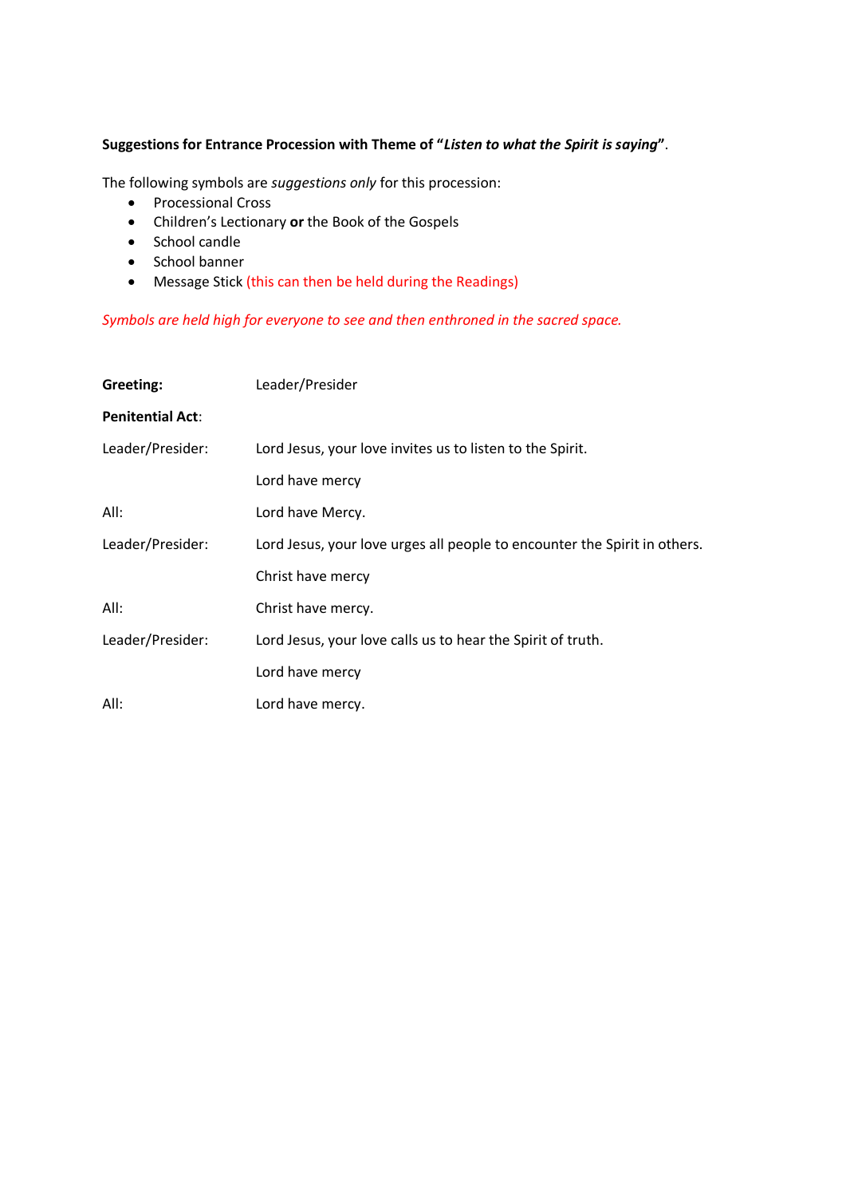**Suggestions for Entrance Procession with Theme of "*Listen to what the Spirit is saying*"**.

The following symbols are *suggestions only* for this procession:

- Processional Cross
- Children's Lectionary **or** the Book of the Gospels
- School candle
- School banner
- Message Stick (this can then be held during the Readings)

*Symbols are held high for everyone to see and then enthroned in the sacred space.*

**Greeting:** Leader/Presider

**Penitential Act**:

Leader/Presider: Lord Jesus, your love invites us to listen to the Spirit.

Lord have mercy

All: Lord have Mercy.

Leader/Presider: Lord Jesus, your love urges all people to encounter the Spirit in others.

Christ have mercy

All: Christ have mercy.

Leader/Presider: Lord Jesus, your love calls us to hear the Spirit of truth.

Lord have mercy

All: Lord have mercy.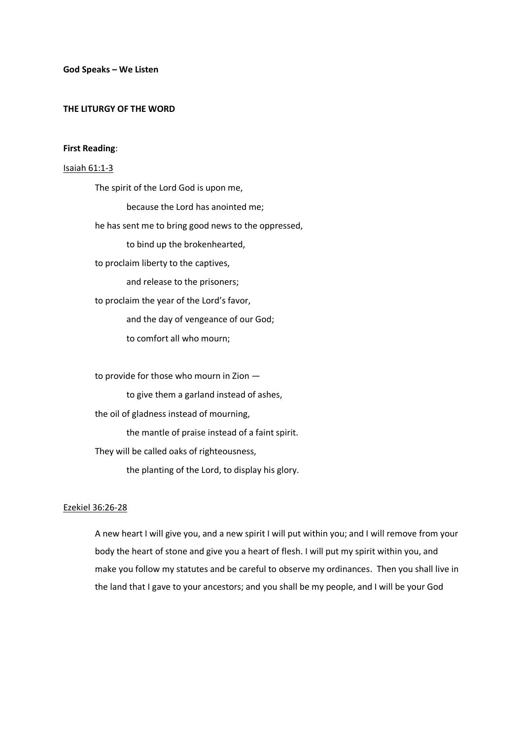**God Speaks – We Listen**

**THE LITURGY OF THE WORD**

**First Reading**:

Isaiah 61:1-3

> The spirit of the Lord God is upon me,
>
> because the Lord has anointed me;
>
> he has sent me to bring good news to the oppressed,
>
> to bind up the brokenhearted,
>
> to proclaim liberty to the captives,
>
> and release to the prisoners;
>
> to proclaim the year of the Lord's favor,
>
> and the day of vengeance of our God;
>
> to comfort all who mourn;
>
> to provide for those who mourn in Zion —
>
> to give them a garland instead of ashes,
>
> the oil of gladness instead of mourning,
>
> the mantle of praise instead of a faint spirit.
>
> They will be called oaks of righteousness,
>
> the planting of the Lord, to display his glory.

Ezekiel 36:26-28

> A new heart I will give you, and a new spirit I will put within you; and I will remove from your body the heart of stone and give you a heart of flesh. I will put my spirit within you, and make you follow my statutes and be careful to observe my ordinances. Then you shall live in the land that I gave to your ancestors; and you shall be my people, and I will be your God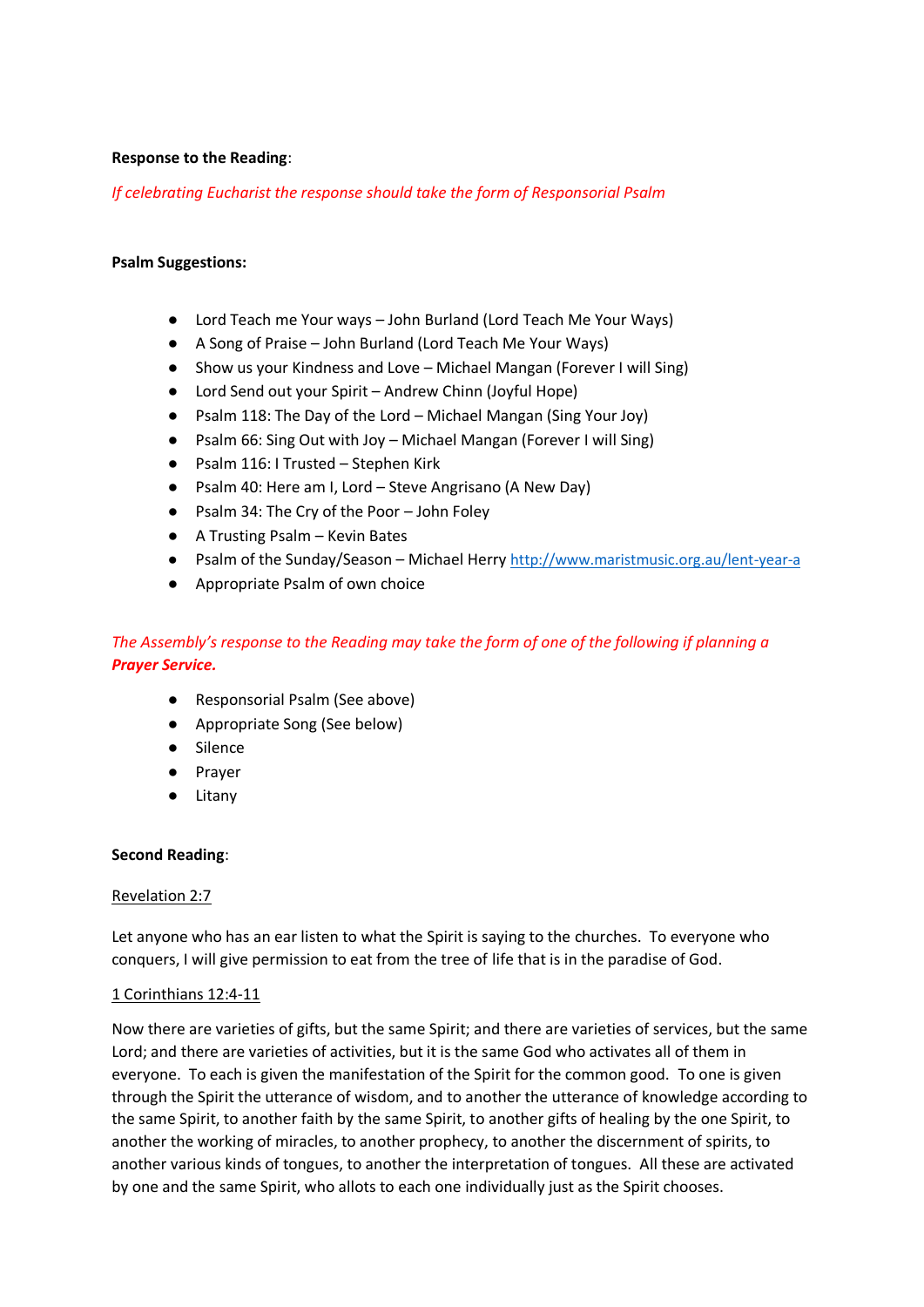**Response to the Reading**:

*If celebrating Eucharist the response should take the form of Responsorial Psalm*

**Psalm Suggestions:**

- Lord Teach me Your ways – John Burland (Lord Teach Me Your Ways)
- A Song of Praise – John Burland (Lord Teach Me Your Ways)
- Show us your Kindness and Love – Michael Mangan (Forever I will Sing)
- Lord Send out your Spirit – Andrew Chinn (Joyful Hope)
- Psalm 118: The Day of the Lord – Michael Mangan (Sing Your Joy)
- Psalm 66: Sing Out with Joy – Michael Mangan (Forever I will Sing)
- Psalm 116: I Trusted – Stephen Kirk
- Psalm 40: Here am I, Lord – Steve Angrisano (A New Day)
- Psalm 34: The Cry of the Poor – John Foley
- A Trusting Psalm – Kevin Bates
- Psalm of the Sunday/Season – Michael Herry http://www.maristmusic.org.au/lent-year-a
- Appropriate Psalm of own choice

*The Assembly's response to the Reading may take the form of one of the following if planning a* ***Prayer Service.***

- Responsorial Psalm (See above)
- Appropriate Song (See below)
- Silence
- Prayer
- Litany

**Second Reading**:

Revelation 2:7

Let anyone who has an ear listen to what the Spirit is saying to the churches. To everyone who conquers, I will give permission to eat from the tree of life that is in the paradise of God.

1 Corinthians 12:4-11

Now there are varieties of gifts, but the same Spirit; and there are varieties of services, but the same Lord; and there are varieties of activities, but it is the same God who activates all of them in everyone. To each is given the manifestation of the Spirit for the common good. To one is given through the Spirit the utterance of wisdom, and to another the utterance of knowledge according to the same Spirit, to another faith by the same Spirit, to another gifts of healing by the one Spirit, to another the working of miracles, to another prophecy, to another the discernment of spirits, to another various kinds of tongues, to another the interpretation of tongues. All these are activated by one and the same Spirit, who allots to each one individually just as the Spirit chooses.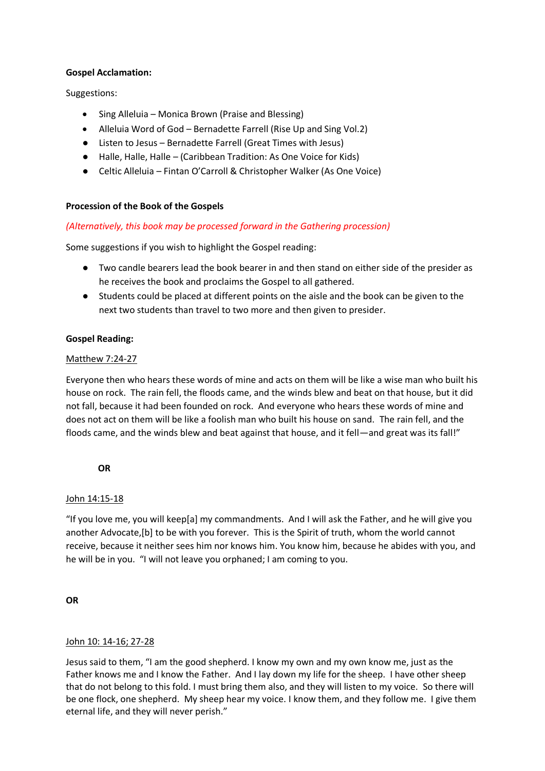**Gospel Acclamation:**

Suggestions:

- Sing Alleluia – Monica Brown (Praise and Blessing)
- Alleluia Word of God – Bernadette Farrell (Rise Up and Sing Vol.2)
- Listen to Jesus – Bernadette Farrell (Great Times with Jesus)
- Halle, Halle, Halle – (Caribbean Tradition: As One Voice for Kids)
- Celtic Alleluia – Fintan O'Carroll & Christopher Walker (As One Voice)

**Procession of the Book of the Gospels**

*(Alternatively, this book may be processed forward in the Gathering procession)*

Some suggestions if you wish to highlight the Gospel reading:

- Two candle bearers lead the book bearer in and then stand on either side of the presider as he receives the book and proclaims the Gospel to all gathered.
- Students could be placed at different points on the aisle and the book can be given to the next two students than travel to two more and then given to presider.

**Gospel Reading:**

Matthew 7:24-27

Everyone then who hears these words of mine and acts on them will be like a wise man who built his house on rock. The rain fell, the floods came, and the winds blew and beat on that house, but it did not fall, because it had been founded on rock. And everyone who hears these words of mine and does not act on them will be like a foolish man who built his house on sand. The rain fell, and the floods came, and the winds blew and beat against that house, and it fell—and great was its fall!"

**OR**

John 14:15-18

"If you love me, you will keep[a] my commandments. And I will ask the Father, and he will give you another Advocate,[b] to be with you forever. This is the Spirit of truth, whom the world cannot receive, because it neither sees him nor knows him. You know him, because he abides with you, and he will be in you. "I will not leave you orphaned; I am coming to you.

**OR**

John 10: 14-16; 27-28

Jesus said to them, "I am the good shepherd. I know my own and my own know me, just as the Father knows me and I know the Father. And I lay down my life for the sheep. I have other sheep that do not belong to this fold. I must bring them also, and they will listen to my voice. So there will be one flock, one shepherd. My sheep hear my voice. I know them, and they follow me. I give them eternal life, and they will never perish."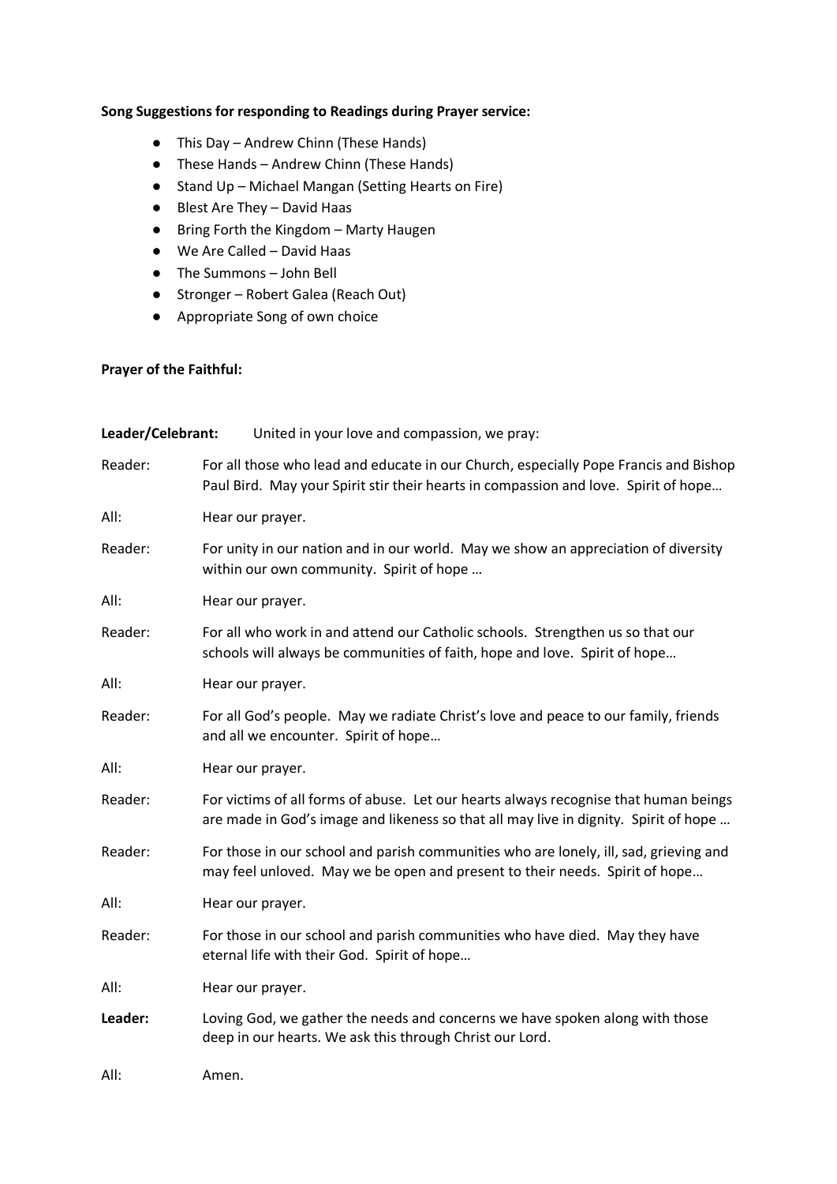**Song Suggestions for responding to Readings during Prayer service:**

- This Day – Andrew Chinn (These Hands)
- These Hands – Andrew Chinn (These Hands)
- Stand Up – Michael Mangan (Setting Hearts on Fire)
- Blest Are They – David Haas
- Bring Forth the Kingdom – Marty Haugen
- We Are Called – David Haas
- The Summons – John Bell
- Stronger – Robert Galea (Reach Out)
- Appropriate Song of own choice

**Prayer of the Faithful:**

**Leader/Celebrant:** United in your love and compassion, we pray:

Reader: For all those who lead and educate in our Church, especially Pope Francis and Bishop Paul Bird. May your Spirit stir their hearts in compassion and love. Spirit of hope…

All: Hear our prayer.

Reader: For unity in our nation and in our world. May we show an appreciation of diversity within our own community. Spirit of hope …

All: Hear our prayer.

Reader: For all who work in and attend our Catholic schools. Strengthen us so that our schools will always be communities of faith, hope and love. Spirit of hope…

All: Hear our prayer.

Reader: For all God's people. May we radiate Christ's love and peace to our family, friends and all we encounter. Spirit of hope…

All: Hear our prayer.

Reader: For victims of all forms of abuse. Let our hearts always recognise that human beings are made in God's image and likeness so that all may live in dignity. Spirit of hope …

Reader: For those in our school and parish communities who are lonely, ill, sad, grieving and may feel unloved. May we be open and present to their needs. Spirit of hope…

All: Hear our prayer.

Reader: For those in our school and parish communities who have died. May they have eternal life with their God. Spirit of hope…

All: Hear our prayer.

**Leader:** Loving God, we gather the needs and concerns we have spoken along with those deep in our hearts. We ask this through Christ our Lord.

All: Amen.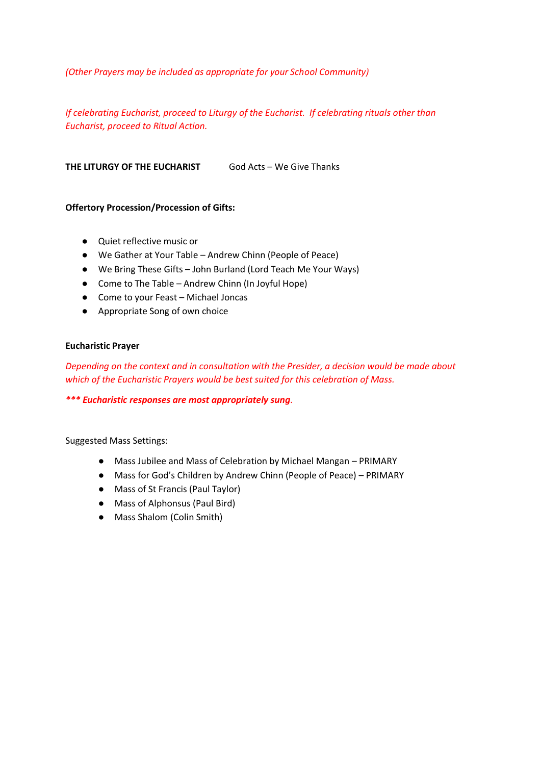*(Other Prayers may be included as appropriate for your School Community)*

*If celebrating Eucharist, proceed to Liturgy of the Eucharist. If celebrating rituals other than Eucharist, proceed to Ritual Action.*

**THE LITURGY OF THE EUCHARIST** God Acts – We Give Thanks

**Offertory Procession/Procession of Gifts:**

- Quiet reflective music or
- We Gather at Your Table – Andrew Chinn (People of Peace)
- We Bring These Gifts – John Burland (Lord Teach Me Your Ways)
- Come to The Table – Andrew Chinn (In Joyful Hope)
- Come to your Feast – Michael Joncas
- Appropriate Song of own choice

**Eucharistic Prayer**

*Depending on the context and in consultation with the Presider, a decision would be made about which of the Eucharistic Prayers would be best suited for this celebration of Mass.*

***\*\*\* Eucharistic responses are most appropriately sung.***

Suggested Mass Settings:

- Mass Jubilee and Mass of Celebration by Michael Mangan – PRIMARY
- Mass for God's Children by Andrew Chinn (People of Peace) – PRIMARY
- Mass of St Francis (Paul Taylor)
- Mass of Alphonsus (Paul Bird)
- Mass Shalom (Colin Smith)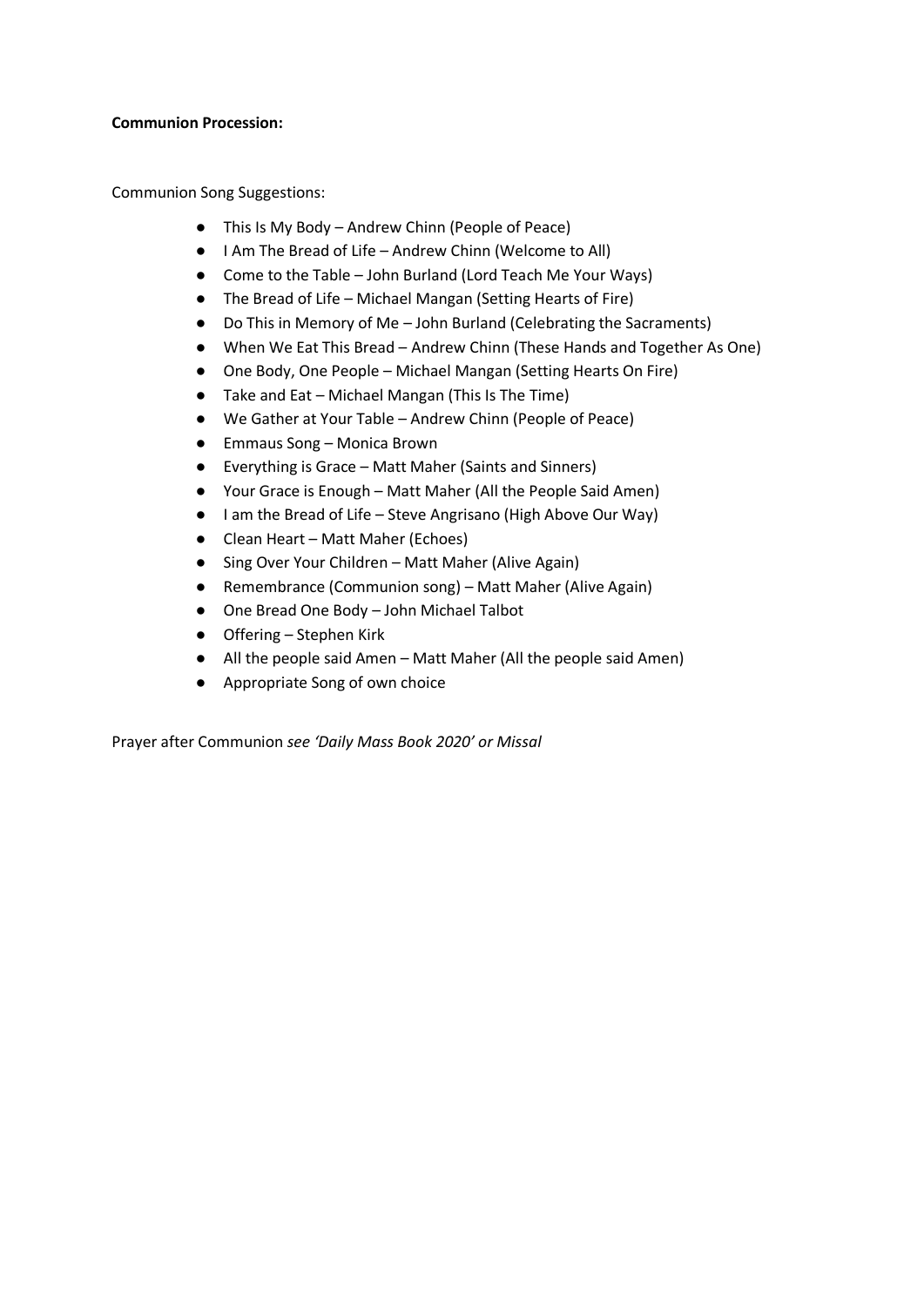**Communion Procession:**

Communion Song Suggestions:

- This Is My Body – Andrew Chinn (People of Peace)
- I Am The Bread of Life – Andrew Chinn (Welcome to All)
- Come to the Table – John Burland (Lord Teach Me Your Ways)
- The Bread of Life – Michael Mangan (Setting Hearts of Fire)
- Do This in Memory of Me – John Burland (Celebrating the Sacraments)
- When We Eat This Bread – Andrew Chinn (These Hands and Together As One)
- One Body, One People – Michael Mangan (Setting Hearts On Fire)
- Take and Eat – Michael Mangan (This Is The Time)
- We Gather at Your Table – Andrew Chinn (People of Peace)
- Emmaus Song – Monica Brown
- Everything is Grace – Matt Maher (Saints and Sinners)
- Your Grace is Enough – Matt Maher (All the People Said Amen)
- I am the Bread of Life – Steve Angrisano (High Above Our Way)
- Clean Heart – Matt Maher (Echoes)
- Sing Over Your Children – Matt Maher (Alive Again)
- Remembrance (Communion song) – Matt Maher (Alive Again)
- One Bread One Body – John Michael Talbot
- Offering – Stephen Kirk
- All the people said Amen – Matt Maher (All the people said Amen)
- Appropriate Song of own choice

Prayer after Communion *see 'Daily Mass Book 2020' or Missal*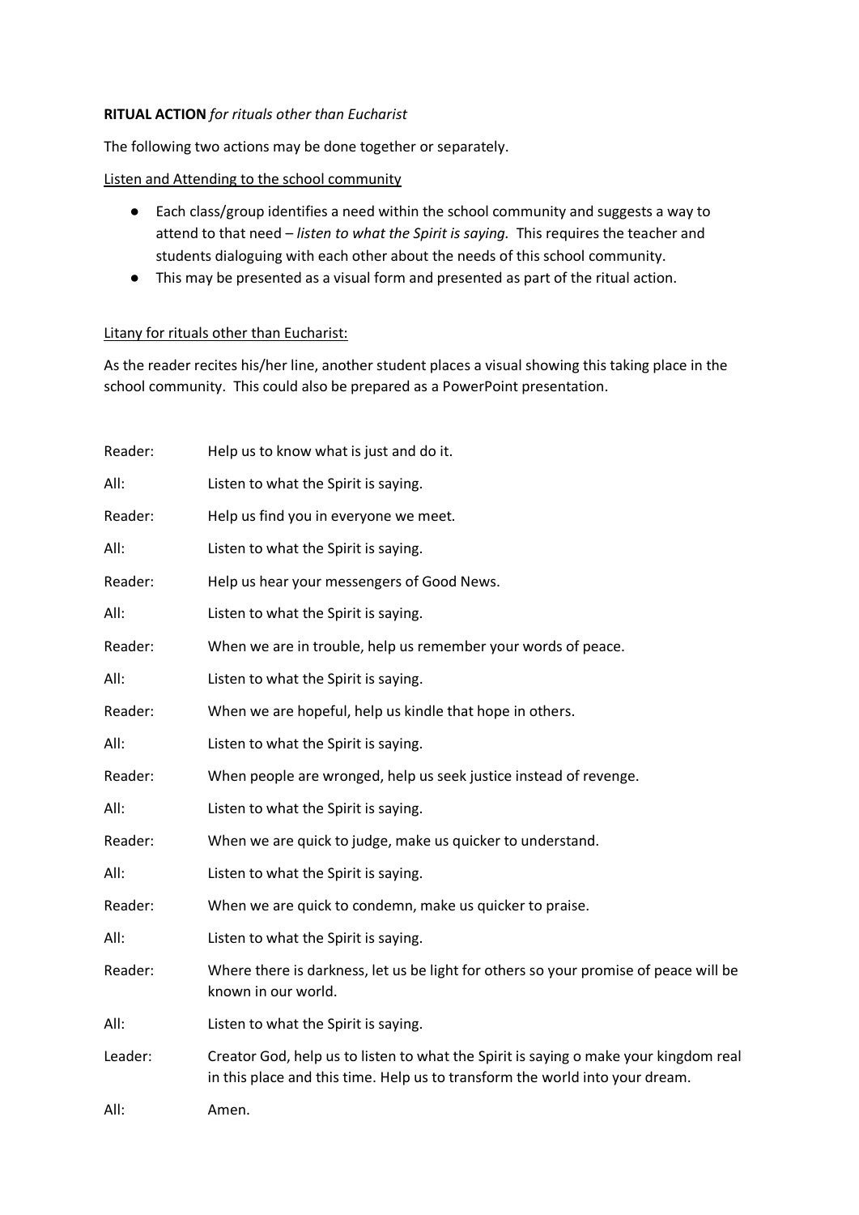**RITUAL ACTION** *for rituals other than Eucharist*

The following two actions may be done together or separately.

<u>Listen and Attending to the school community</u>

- Each class/group identifies a need within the school community and suggests a way to attend to that need – *listen to what the Spirit is saying.* This requires the teacher and students dialoguing with each other about the needs of this school community.
- This may be presented as a visual form and presented as part of the ritual action.

<u>Litany for rituals other than Eucharist:</u>

As the reader recites his/her line, another student places a visual showing this taking place in the school community. This could also be prepared as a PowerPoint presentation.

| | |
|---|---|
| Reader: | Help us to know what is just and do it. |
| All: | Listen to what the Spirit is saying. |
| Reader: | Help us find you in everyone we meet. |
| All: | Listen to what the Spirit is saying. |
| Reader: | Help us hear your messengers of Good News. |
| All: | Listen to what the Spirit is saying. |
| Reader: | When we are in trouble, help us remember your words of peace. |
| All: | Listen to what the Spirit is saying. |
| Reader: | When we are hopeful, help us kindle that hope in others. |
| All: | Listen to what the Spirit is saying. |
| Reader: | When people are wronged, help us seek justice instead of revenge. |
| All: | Listen to what the Spirit is saying. |
| Reader: | When we are quick to judge, make us quicker to understand. |
| All: | Listen to what the Spirit is saying. |
| Reader: | When we are quick to condemn, make us quicker to praise. |
| All: | Listen to what the Spirit is saying. |
| Reader: | Where there is darkness, let us be light for others so your promise of peace will be known in our world. |
| All: | Listen to what the Spirit is saying. |
| Leader: | Creator God, help us to listen to what the Spirit is saying o make your kingdom real in this place and this time. Help us to transform the world into your dream. |
| All: | Amen. |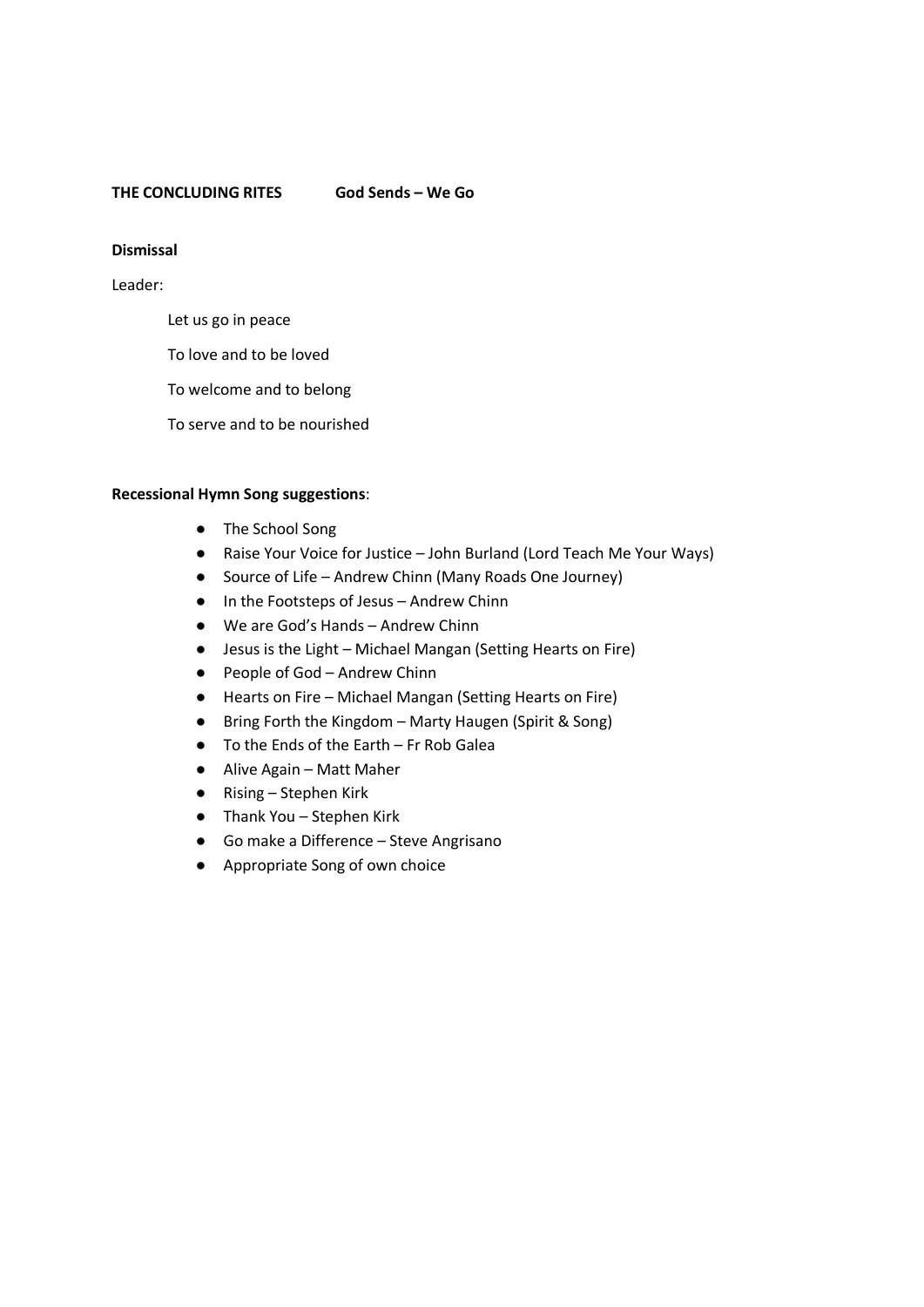**THE CONCLUDING RITES God Sends – We Go**

**Dismissal**

Leader:

Let us go in peace

To love and to be loved

To welcome and to belong

To serve and to be nourished

**Recessional Hymn Song suggestions**:

- The School Song
- Raise Your Voice for Justice – John Burland (Lord Teach Me Your Ways)
- Source of Life – Andrew Chinn (Many Roads One Journey)
- In the Footsteps of Jesus – Andrew Chinn
- We are God's Hands – Andrew Chinn
- Jesus is the Light – Michael Mangan (Setting Hearts on Fire)
- People of God – Andrew Chinn
- Hearts on Fire – Michael Mangan (Setting Hearts on Fire)
- Bring Forth the Kingdom – Marty Haugen (Spirit & Song)
- To the Ends of the Earth – Fr Rob Galea
- Alive Again – Matt Maher
- Rising – Stephen Kirk
- Thank You – Stephen Kirk
- Go make a Difference – Steve Angrisano
- Appropriate Song of own choice